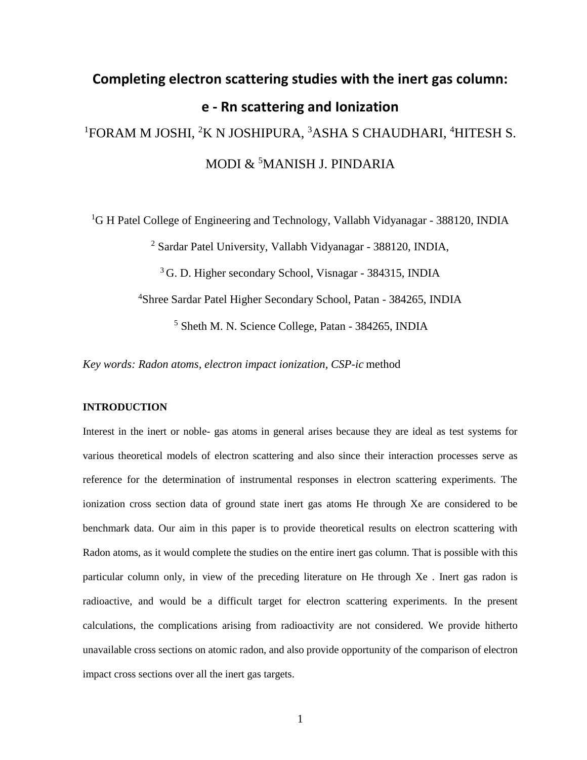# Completing electron scattering studies with the inert gas column: e - Rn scattering and Ionization

[1]FORAM M JOSHI, [2]K N JOSHIPURA, [3]ASHA S CHAUDHARI, [4]HITESH S. MODI & [5]MANISH J. PINDARIA

[1]G H Patel College of Engineering and Technology, Vallabh Vidyanagar - 388120, INDIA

[2] Sardar Patel University, Vallabh Vidyanagar - 388120, INDIA,

[3] G. D. Higher secondary School, Visnagar - 384315, INDIA

[4]Shree Sardar Patel Higher Secondary School, Patan - 384265, INDIA

[5] Sheth M. N. Science College, Patan - 384265, INDIA

*Key words: Radon atoms, electron impact ionization, CSP-ic* method

**INTRODUCTION**

Interest in the inert or noble- gas atoms in general arises because they are ideal as test systems for various theoretical models of electron scattering and also since their interaction processes serve as reference for the determination of instrumental responses in electron scattering experiments. The ionization cross section data of ground state inert gas atoms He through Xe are considered to be benchmark data. Our aim in this paper is to provide theoretical results on electron scattering with Radon atoms, as it would complete the studies on the entire inert gas column. That is possible with this particular column only, in view of the preceding literature on He through Xe . Inert gas radon is radioactive, and would be a difficult target for electron scattering experiments. In the present calculations, the complications arising from radioactivity are not considered. We provide hitherto unavailable cross sections on atomic radon, and also provide opportunity of the comparison of electron impact cross sections over all the inert gas targets.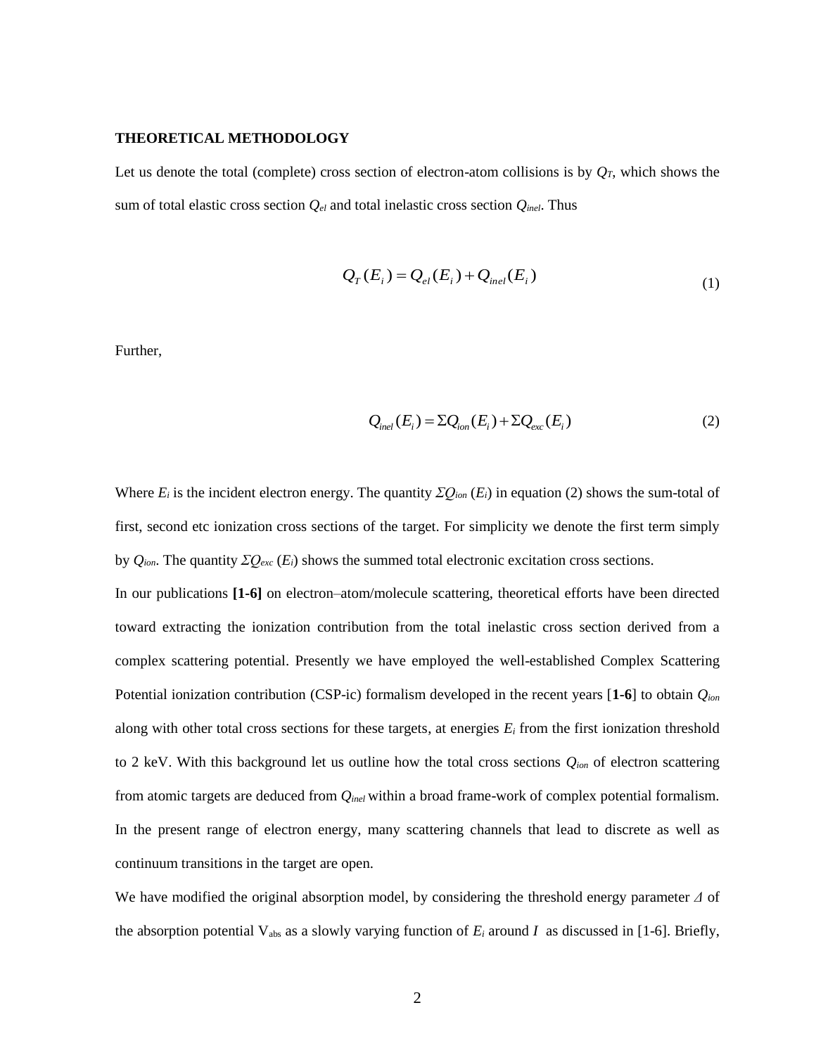## THEORETICAL METHODOLOGY

Let us denote the total (complete) cross section of electron-atom collisions is by $Q_T$, which shows the sum of total elastic cross section $Q_{el}$ and total inelastic cross section $Q_{inel}$. Thus

$$Q_T(E_i) = Q_{el}(E_i) + Q_{inel}(E_i) \tag{1}$$

Further,

$$Q_{inel}(E_i) = \Sigma Q_{ion}(E_i) + \Sigma Q_{exc}(E_i) \tag{2}$$

Where $E_i$ is the incident electron energy. The quantity $\Sigma Q_{ion}$ ($E_i$) in equation (2) shows the sum-total of first, second etc ionization cross sections of the target. For simplicity we denote the first term simply by $Q_{ion}$. The quantity $\Sigma Q_{exc}$ ($E_i$) shows the summed total electronic excitation cross sections.

In our publications **[1-6]** on electron–atom/molecule scattering, theoretical efforts have been directed toward extracting the ionization contribution from the total inelastic cross section derived from a complex scattering potential. Presently we have employed the well-established Complex Scattering Potential ionization contribution (CSP-ic) formalism developed in the recent years [**1-6**] to obtain $Q_{ion}$ along with other total cross sections for these targets, at energies $E_i$ from the first ionization threshold to 2 keV. With this background let us outline how the total cross sections $Q_{ion}$ of electron scattering from atomic targets are deduced from $Q_{inel}$ within a broad frame-work of complex potential formalism. In the present range of electron energy, many scattering channels that lead to discrete as well as continuum transitions in the target are open.

We have modified the original absorption model, by considering the threshold energy parameter $\Delta$ of the absorption potential $V_{abs}$ as a slowly varying function of $E_i$ around $I$ as discussed in [1-6]. Briefly,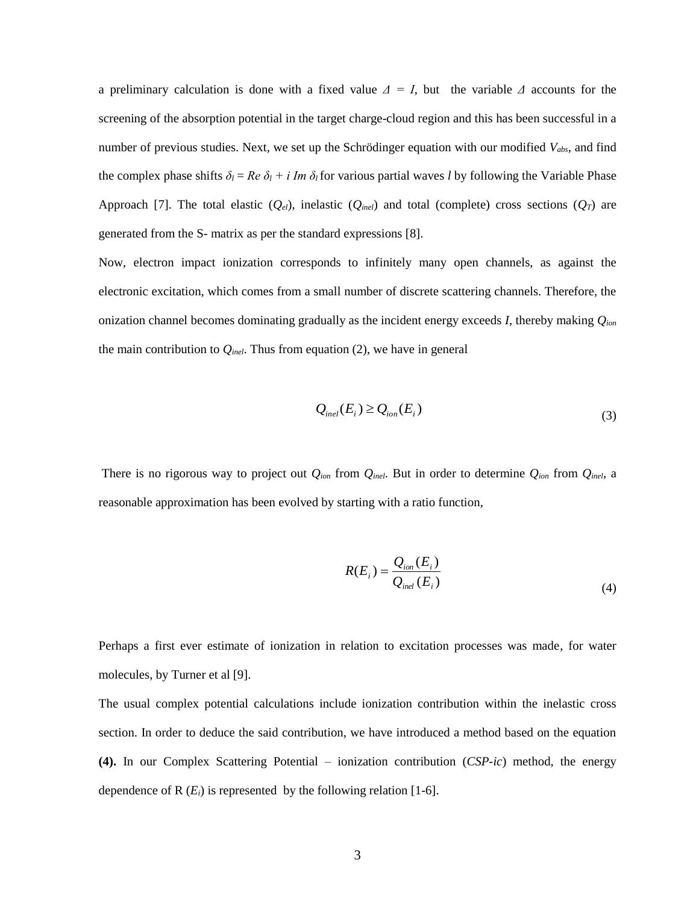a preliminary calculation is done with a fixed value $\Delta = I$, but the variable $\Delta$ accounts for the screening of the absorption potential in the target charge-cloud region and this has been successful in a number of previous studies. Next, we set up the Schrödinger equation with our modified $V_{abs}$, and find the complex phase shifts $\delta_l = Re\ \delta_l + i\ Im\ \delta_l$ for various partial waves $l$ by following the Variable Phase Approach [7]. The total elastic ($Q_{el}$), inelastic ($Q_{inel}$) and total (complete) cross sections ($Q_T$) are generated from the S- matrix as per the standard expressions [8].

Now, electron impact ionization corresponds to infinitely many open channels, as against the electronic excitation, which comes from a small number of discrete scattering channels. Therefore, the onization channel becomes dominating gradually as the incident energy exceeds $I$, thereby making $Q_{ion}$ the main contribution to $Q_{inel}$. Thus from equation (2), we have in general

$$Q_{inel}(E_i) \geq Q_{ion}(E_i) \tag{3}$$

There is no rigorous way to project out $Q_{ion}$ from $Q_{inel}$. But in order to determine $Q_{ion}$ from $Q_{inel}$, a reasonable approximation has been evolved by starting with a ratio function,

$$R(E_i) = \frac{Q_{ion}(E_i)}{Q_{inel}(E_i)} \tag{4}$$

Perhaps a first ever estimate of ionization in relation to excitation processes was made, for water molecules, by Turner et al [9].

The usual complex potential calculations include ionization contribution within the inelastic cross section. In order to deduce the said contribution, we have introduced a method based on the equation **(4).** In our Complex Scattering Potential – ionization contribution (*CSP-ic*) method, the energy dependence of R ($E_i$) is represented by the following relation [1-6].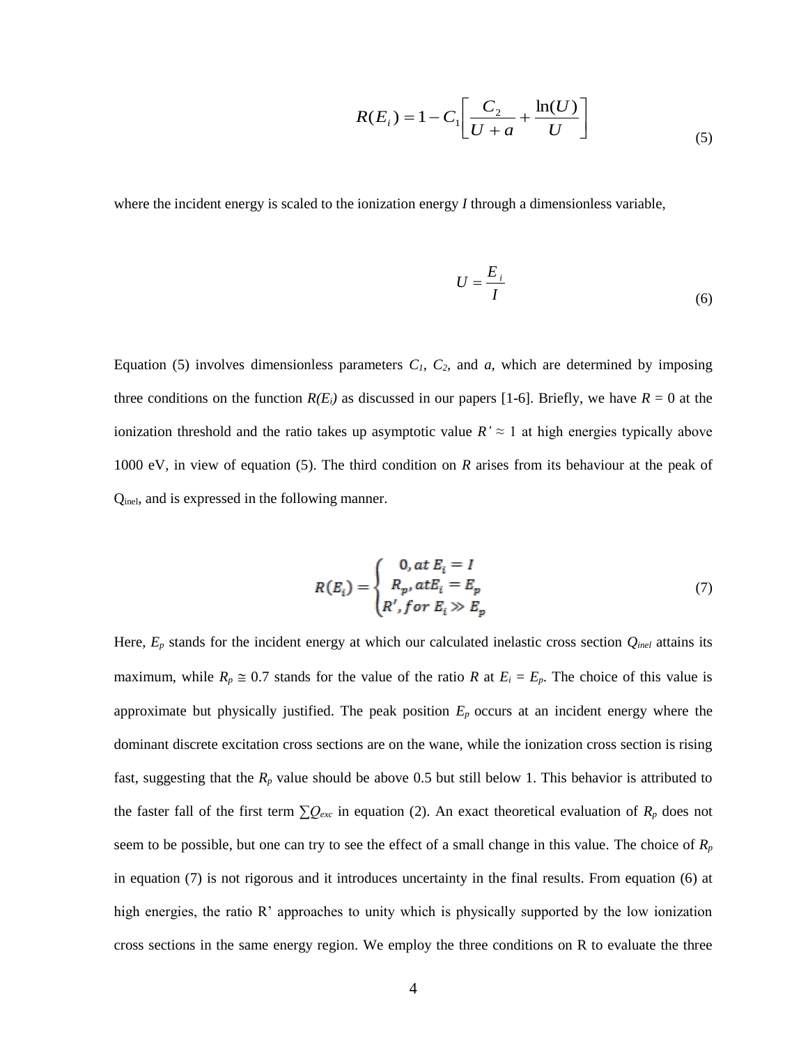$$R(E_i) = 1 - C_1\left[\frac{C_2}{U+a} + \frac{\ln(U)}{U}\right] \tag{5}$$

where the incident energy is scaled to the ionization energy *I* through a dimensionless variable,

$$U = \frac{E_i}{I} \tag{6}$$

Equation (5) involves dimensionless parameters $C_1$, $C_2$, and *a*, which are determined by imposing three conditions on the function $R(E_i)$ as discussed in our papers [1-6]. Briefly, we have $R = 0$ at the ionization threshold and the ratio takes up asymptotic value $R' \approx 1$ at high energies typically above 1000 eV, in view of equation (5). The third condition on *R* arises from its behaviour at the peak of $Q_{inel}$, and is expressed in the following manner.

$$R(E_i) = \begin{cases} 0, at\ E_i = I \\ R_p, at E_i = E_p \\ R', for\ E_i \gg E_p \end{cases} \tag{7}$$

Here, $E_p$ stands for the incident energy at which our calculated inelastic cross section $Q_{inel}$ attains its maximum, while $R_p \cong 0.7$ stands for the value of the ratio *R* at $E_i = E_p$. The choice of this value is approximate but physically justified. The peak position $E_p$ occurs at an incident energy where the dominant discrete excitation cross sections are on the wane, while the ionization cross section is rising fast, suggesting that the $R_p$ value should be above 0.5 but still below 1. This behavior is attributed to the faster fall of the first term $\sum Q_{exc}$ in equation (2). An exact theoretical evaluation of $R_p$ does not seem to be possible, but one can try to see the effect of a small change in this value. The choice of $R_p$ in equation (7) is not rigorous and it introduces uncertainty in the final results. From equation (6) at high energies, the ratio R' approaches to unity which is physically supported by the low ionization cross sections in the same energy region. We employ the three conditions on R to evaluate the three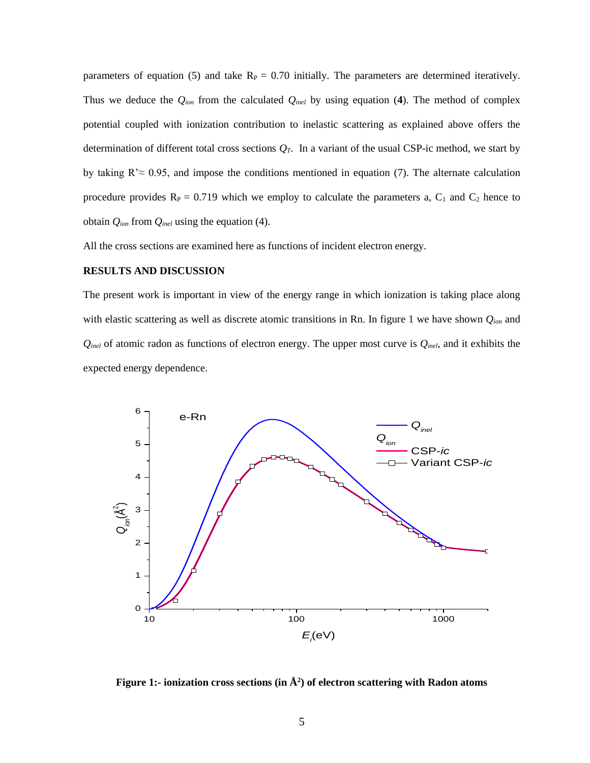parameters of equation (5) and take $R_P = 0.70$ initially. The parameters are determined iteratively. Thus we deduce the $Q_{ion}$ from the calculated $Q_{inel}$ by using equation (**4**). The method of complex potential coupled with ionization contribution to inelastic scattering as explained above offers the determination of different total cross sections $Q_T$. In a variant of the usual CSP-ic method, we start by by taking $R' \approx 0.95$, and impose the conditions mentioned in equation (7). The alternate calculation procedure provides $R_P = 0.719$ which we employ to calculate the parameters a, $C_1$ and $C_2$ hence to obtain $Q_{ion}$ from $Q_{inel}$ using the equation (4).

All the cross sections are examined here as functions of incident electron energy.

**RESULTS AND DISCUSSION**

The present work is important in view of the energy range in which ionization is taking place along with elastic scattering as well as discrete atomic transitions in Rn. In figure 1 we have shown $Q_{ion}$ and $Q_{inel}$ of atomic radon as functions of electron energy. The upper most curve is $Q_{inel}$, and it exhibits the expected energy dependence.

**Figure 1:- ionization cross sections (in Å²) of electron scattering with Radon atoms**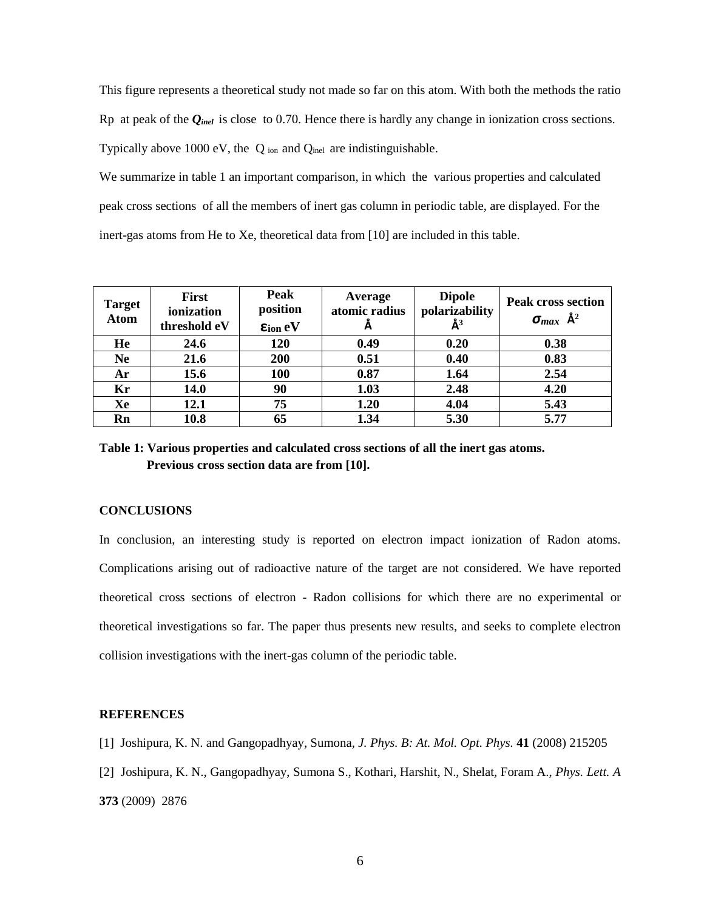This figure represents a theoretical study not made so far on this atom. With both the methods the ratio Rp at peak of the $Q_{inel}$ is close to 0.70. Hence there is hardly any change in ionization cross sections. Typically above 1000 eV, the $Q_{ion}$ and $Q_{inel}$ are indistinguishable.

We summarize in table 1 an important comparison, in which the various properties and calculated peak cross sections of all the members of inert gas column in periodic table, are displayed. For the inert-gas atoms from He to Xe, theoretical data from [10] are included in this table.

| Target Atom | First ionization threshold eV | Peak position $\varepsilon_{ion}$ eV | Average atomic radius Å | Dipole polarizability Å$^3$ | Peak cross section $\sigma_{max}$ Å$^2$ |
|---|---|---|---|---|---|
| He | 24.6 | 120 | 0.49 | 0.20 | 0.38 |
| Ne | 21.6 | 200 | 0.51 | 0.40 | 0.83 |
| Ar | 15.6 | 100 | 0.87 | 1.64 | 2.54 |
| Kr | 14.0 | 90 | 1.03 | 2.48 | 4.20 |
| Xe | 12.1 | 75 | 1.20 | 4.04 | 5.43 |
| Rn | 10.8 | 65 | 1.34 | 5.30 | 5.77 |

**Table 1: Various properties and calculated cross sections of all the inert gas atoms. Previous cross section data are from [10].**

## CONCLUSIONS

In conclusion, an interesting study is reported on electron impact ionization of Radon atoms. Complications arising out of radioactive nature of the target are not considered. We have reported theoretical cross sections of electron - Radon collisions for which there are no experimental or theoretical investigations so far. The paper thus presents new results, and seeks to complete electron collision investigations with the inert-gas column of the periodic table.

## REFERENCES

[1] Joshipura, K. N. and Gangopadhyay, Sumona, *J. Phys. B: At. Mol. Opt. Phys.* **41** (2008) 215205

[2] Joshipura, K. N., Gangopadhyay, Sumona S., Kothari, Harshit, N., Shelat, Foram A., *Phys. Lett. A* **373** (2009) 2876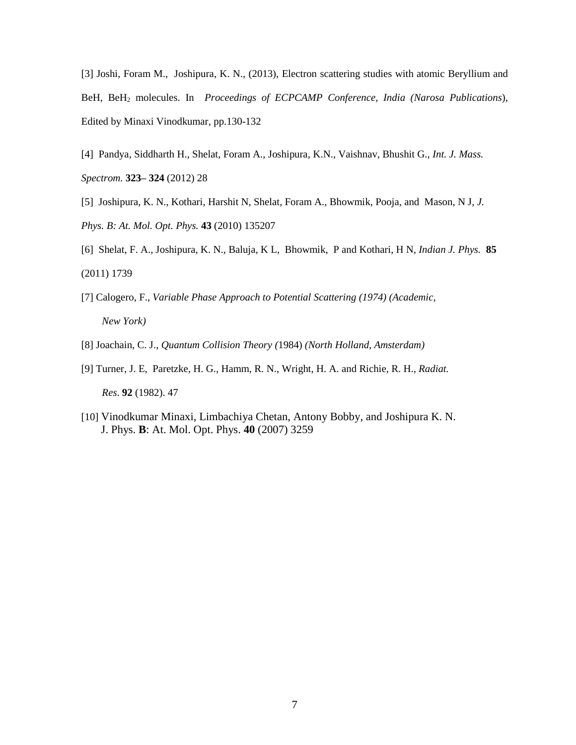[3] Joshi, Foram M., Joshipura, K. N., (2013), Electron scattering studies with atomic Beryllium and BeH, $BeH_2$ molecules. In *Proceedings of ECPCAMP Conference, India (Narosa Publications*), Edited by Minaxi Vinodkumar, pp.130-132

[4] Pandya, Siddharth H., Shelat, Foram A., Joshipura, K.N., Vaishnav, Bhushit G., *Int. J. Mass. Spectrom.* **323– 324** (2012) 28

[5] Joshipura, K. N., Kothari, Harshit N, Shelat, Foram A., Bhowmik, Pooja, and Mason, N J, *J. Phys. B: At. Mol. Opt. Phys.* **43** (2010) 135207

[6] Shelat, F. A., Joshipura, K. N., Baluja, K L, Bhowmik, P and Kothari, H N, *Indian J. Phys.* **85** (2011) 1739

[7] Calogero, F., *Variable Phase Approach to Potential Scattering (1974) (Academic, New York)*

[8] Joachain, C. J., *Quantum Collision Theory (*1984) *(North Holland, Amsterdam)*

[9] Turner, J. E, Paretzke, H. G., Hamm, R. N., Wright, H. A. and Richie, R. H., *Radiat. Res*. **92** (1982). 47

[10] Vinodkumar Minaxi, Limbachiya Chetan, Antony Bobby, and Joshipura K. N. J. Phys. **B**: At. Mol. Opt. Phys. **40** (2007) 3259